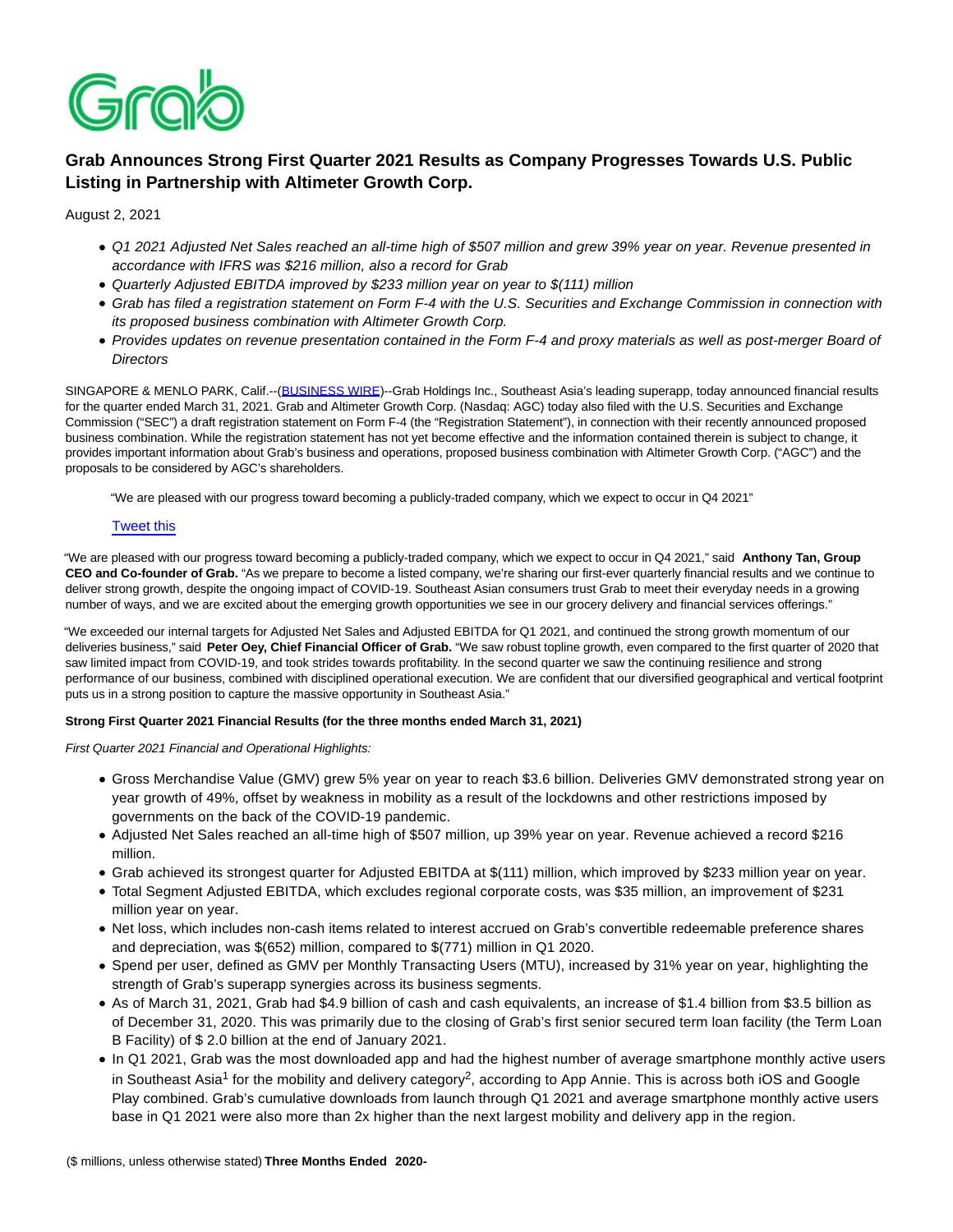Grab

# Grab Announces Strong First Quarter 2021 Results as Company Progresses Towards U.S. Public Listing in Partnership with Altimeter Growth Corp.

August 2, 2021

- *Q1 2021 Adjusted Net Sales reached an all-time high of $507 million and grew 39% year on year. Revenue presented in accordance with IFRS was $216 million, also a record for Grab*
- *Quarterly Adjusted EBITDA improved by $233 million year on year to $(111) million*
- *Grab has filed a registration statement on Form F-4 with the U.S. Securities and Exchange Commission in connection with its proposed business combination with Altimeter Growth Corp.*
- *Provides updates on revenue presentation contained in the Form F-4 and proxy materials as well as post-merger Board of Directors*

SINGAPORE & MENLO PARK, Calif.--(BUSINESS WIRE)--Grab Holdings Inc., Southeast Asia's leading superapp, today announced financial results for the quarter ended March 31, 2021. Grab and Altimeter Growth Corp. (Nasdaq: AGC) today also filed with the U.S. Securities and Exchange Commission ("SEC") a draft registration statement on Form F-4 (the "Registration Statement"), in connection with their recently announced proposed business combination. While the registration statement has not yet become effective and the information contained therein is subject to change, it provides important information about Grab's business and operations, proposed business combination with Altimeter Growth Corp. ("AGC") and the proposals to be considered by AGC's shareholders.

> "We are pleased with our progress toward becoming a publicly-traded company, which we expect to occur in Q4 2021"
>
> Tweet this

"We are pleased with our progress toward becoming a publicly-traded company, which we expect to occur in Q4 2021," said **Anthony Tan, Group CEO and Co-founder of Grab.** "As we prepare to become a listed company, we're sharing our first-ever quarterly financial results and we continue to deliver strong growth, despite the ongoing impact of COVID-19. Southeast Asian consumers trust Grab to meet their everyday needs in a growing number of ways, and we are excited about the emerging growth opportunities we see in our grocery delivery and financial services offerings."

"We exceeded our internal targets for Adjusted Net Sales and Adjusted EBITDA for Q1 2021, and continued the strong growth momentum of our deliveries business," said **Peter Oey, Chief Financial Officer of Grab.** "We saw robust topline growth, even compared to the first quarter of 2020 that saw limited impact from COVID-19, and took strides towards profitability. In the second quarter we saw the continuing resilience and strong performance of our business, combined with disciplined operational execution. We are confident that our diversified geographical and vertical footprint puts us in a strong position to capture the massive opportunity in Southeast Asia."

**Strong First Quarter 2021 Financial Results (for the three months ended March 31, 2021)**

*First Quarter 2021 Financial and Operational Highlights:*

- Gross Merchandise Value (GMV) grew 5% year on year to reach $3.6 billion. Deliveries GMV demonstrated strong year on year growth of 49%, offset by weakness in mobility as a result of the lockdowns and other restrictions imposed by governments on the back of the COVID-19 pandemic.
- Adjusted Net Sales reached an all-time high of $507 million, up 39% year on year. Revenue achieved a record $216 million.
- Grab achieved its strongest quarter for Adjusted EBITDA at $(111) million, which improved by $233 million year on year.
- Total Segment Adjusted EBITDA, which excludes regional corporate costs, was $35 million, an improvement of $231 million year on year.
- Net loss, which includes non-cash items related to interest accrued on Grab's convertible redeemable preference shares and depreciation, was $(652) million, compared to $(771) million in Q1 2020.
- Spend per user, defined as GMV per Monthly Transacting Users (MTU), increased by 31% year on year, highlighting the strength of Grab's superapp synergies across its business segments.
- As of March 31, 2021, Grab had $4.9 billion of cash and cash equivalents, an increase of $1.4 billion from $3.5 billion as of December 31, 2020. This was primarily due to the closing of Grab's first senior secured term loan facility (the Term Loan B Facility) of $ 2.0 billion at the end of January 2021.
- In Q1 2021, Grab was the most downloaded app and had the highest number of average smartphone monthly active users in Southeast Asia[1] for the mobility and delivery category[2], according to App Annie. This is across both iOS and Google Play combined. Grab's cumulative downloads from launch through Q1 2021 and average smartphone monthly active users base in Q1 2021 were also more than 2x higher than the next largest mobility and delivery app in the region.

($ millions, unless otherwise stated) **Three Months Ended 2020-**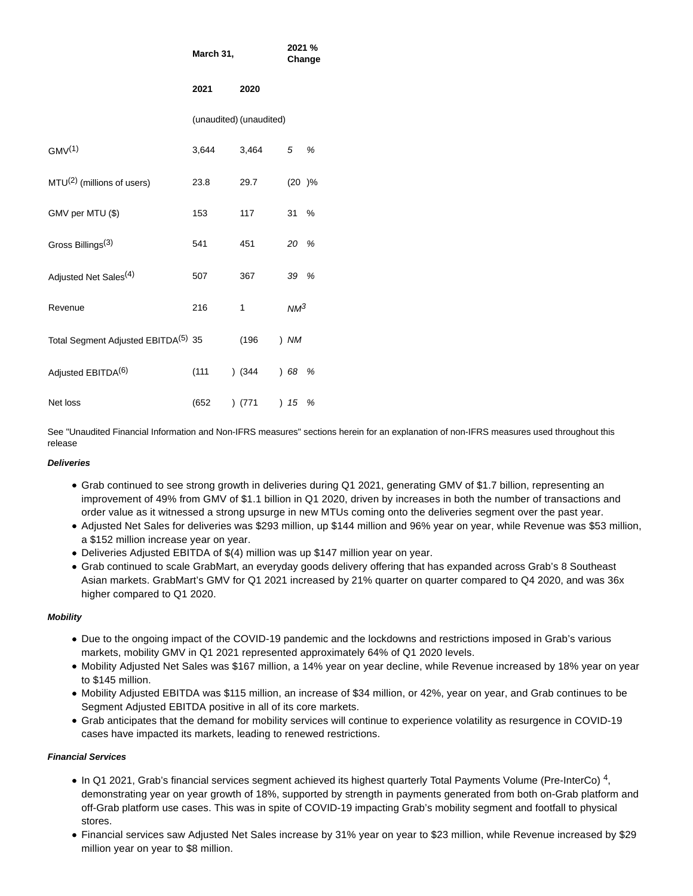| | March 31, | | 2021 % Change |
|---|---|---|---|
| | 2021 | 2020 | |
| | (unaudited) | (unaudited) | |
| GMV[1] | 3,644 | 3,464 | *5 %* |
| MTU[2] (millions of users) | 23.8 | 29.7 | (20 )% |
| GMV per MTU ($) | 153 | 117 | 31 % |
| Gross Billings[3] | 541 | 451 | *20 %* |
| Adjusted Net Sales[4] | 507 | 367 | *39 %* |
| Revenue | 216 | 1 | *NM[3]* |
| Total Segment Adjusted EBITDA[5] | 35 | (196 ) | *NM* |
| Adjusted EBITDA[6] | (111 ) | (344 ) | *68 %* |
| Net loss | (652 ) | (771 ) | *15 %* |

See "Unaudited Financial Information and Non-IFRS measures" sections herein for an explanation of non-IFRS measures used throughout this release

***Deliveries***

- Grab continued to see strong growth in deliveries during Q1 2021, generating GMV of $1.7 billion, representing an improvement of 49% from GMV of $1.1 billion in Q1 2020, driven by increases in both the number of transactions and order value as it witnessed a strong upsurge in new MTUs coming onto the deliveries segment over the past year.
- Adjusted Net Sales for deliveries was $293 million, up $144 million and 96% year on year, while Revenue was $53 million, a $152 million increase year on year.
- Deliveries Adjusted EBITDA of $(4) million was up $147 million year on year.
- Grab continued to scale GrabMart, an everyday goods delivery offering that has expanded across Grab's 8 Southeast Asian markets. GrabMart's GMV for Q1 2021 increased by 21% quarter on quarter compared to Q4 2020, and was 36x higher compared to Q1 2020.

***Mobility***

- Due to the ongoing impact of the COVID-19 pandemic and the lockdowns and restrictions imposed in Grab's various markets, mobility GMV in Q1 2021 represented approximately 64% of Q1 2020 levels.
- Mobility Adjusted Net Sales was $167 million, a 14% year on year decline, while Revenue increased by 18% year on year to $145 million.
- Mobility Adjusted EBITDA was $115 million, an increase of $34 million, or 42%, year on year, and Grab continues to be Segment Adjusted EBITDA positive in all of its core markets.
- Grab anticipates that the demand for mobility services will continue to experience volatility as resurgence in COVID-19 cases have impacted its markets, leading to renewed restrictions.

***Financial Services***

- In Q1 2021, Grab's financial services segment achieved its highest quarterly Total Payments Volume (Pre-InterCo) [4], demonstrating year on year growth of 18%, supported by strength in payments generated from both on-Grab platform and off-Grab platform use cases. This was in spite of COVID-19 impacting Grab's mobility segment and footfall to physical stores.
- Financial services saw Adjusted Net Sales increase by 31% year on year to $23 million, while Revenue increased by $29 million year on year to $8 million.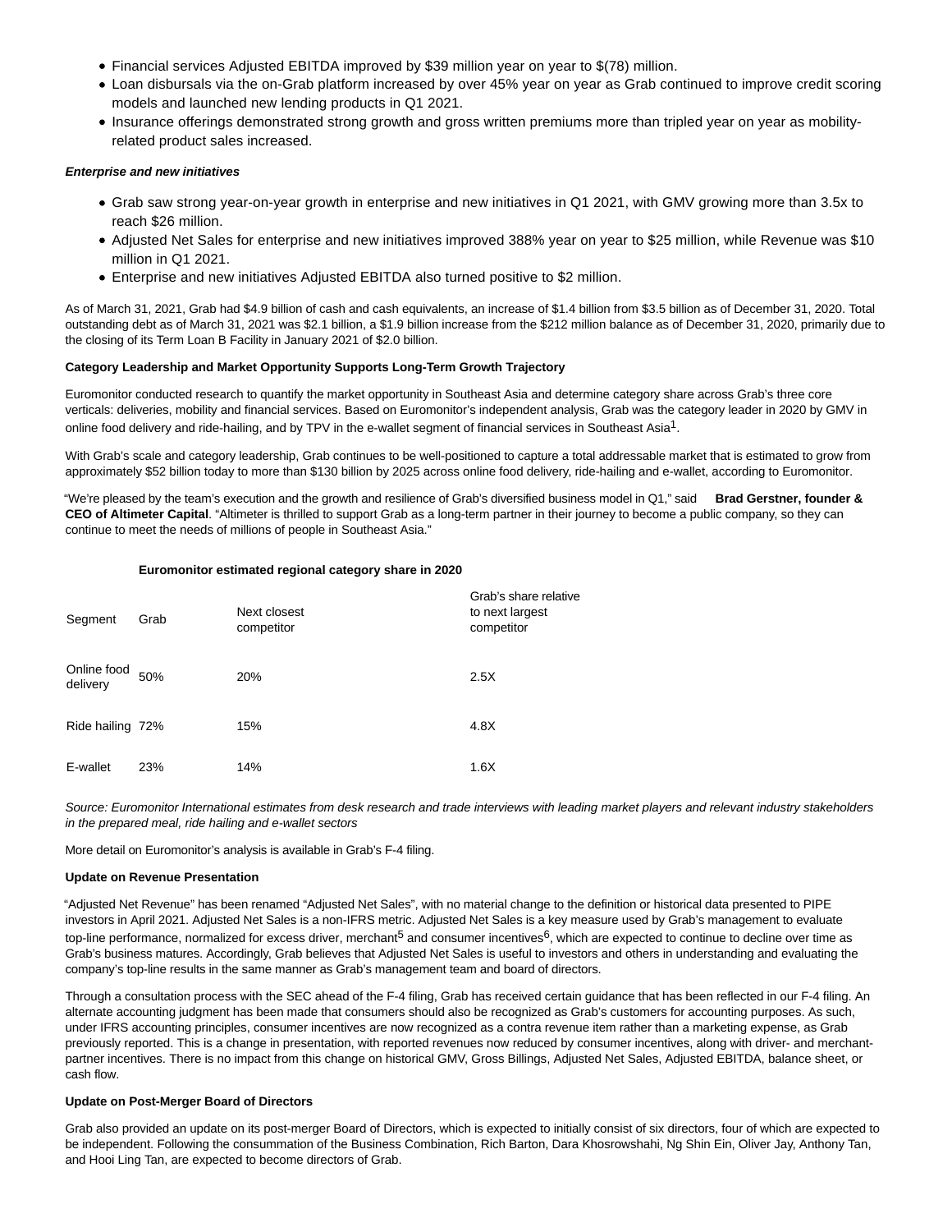- Financial services Adjusted EBITDA improved by $39 million year on year to $(78) million.
- Loan disbursals via the on-Grab platform increased by over 45% year on year as Grab continued to improve credit scoring models and launched new lending products in Q1 2021.
- Insurance offerings demonstrated strong growth and gross written premiums more than tripled year on year as mobility-related product sales increased.

***Enterprise and new initiatives***

- Grab saw strong year-on-year growth in enterprise and new initiatives in Q1 2021, with GMV growing more than 3.5x to reach $26 million.
- Adjusted Net Sales for enterprise and new initiatives improved 388% year on year to $25 million, while Revenue was $10 million in Q1 2021.
- Enterprise and new initiatives Adjusted EBITDA also turned positive to $2 million.

As of March 31, 2021, Grab had $4.9 billion of cash and cash equivalents, an increase of $1.4 billion from $3.5 billion as of December 31, 2020. Total outstanding debt as of March 31, 2021 was $2.1 billion, a $1.9 billion increase from the $212 million balance as of December 31, 2020, primarily due to the closing of its Term Loan B Facility in January 2021 of $2.0 billion.

**Category Leadership and Market Opportunity Supports Long-Term Growth Trajectory**

Euromonitor conducted research to quantify the market opportunity in Southeast Asia and determine category share across Grab's three core verticals: deliveries, mobility and financial services. Based on Euromonitor's independent analysis, Grab was the category leader in 2020 by GMV in online food delivery and ride-hailing, and by TPV in the e-wallet segment of financial services in Southeast Asia[1].

With Grab's scale and category leadership, Grab continues to be well-positioned to capture a total addressable market that is estimated to grow from approximately $52 billion today to more than $130 billion by 2025 across online food delivery, ride-hailing and e-wallet, according to Euromonitor.

"We're pleased by the team's execution and the growth and resilience of Grab's diversified business model in Q1," said **Brad Gerstner, founder & CEO of Altimeter Capital**. "Altimeter is thrilled to support Grab as a long-term partner in their journey to become a public company, so they can continue to meet the needs of millions of people in Southeast Asia."

**Euromonitor estimated regional category share in 2020**

| Segment | Grab | Next closest competitor | Grab's share relative to next largest competitor |
|---|---|---|---|
| Online food delivery | 50% | 20% | 2.5X |
| Ride hailing | 72% | 15% | 4.8X |
| E-wallet | 23% | 14% | 1.6X |

*Source: Euromonitor International estimates from desk research and trade interviews with leading market players and relevant industry stakeholders in the prepared meal, ride hailing and e-wallet sectors*

More detail on Euromonitor's analysis is available in Grab's F-4 filing.

**Update on Revenue Presentation**

"Adjusted Net Revenue" has been renamed "Adjusted Net Sales", with no material change to the definition or historical data presented to PIPE investors in April 2021. Adjusted Net Sales is a non-IFRS metric. Adjusted Net Sales is a key measure used by Grab's management to evaluate top-line performance, normalized for excess driver, merchant[5] and consumer incentives[6], which are expected to continue to decline over time as Grab's business matures. Accordingly, Grab believes that Adjusted Net Sales is useful to investors and others in understanding and evaluating the company's top-line results in the same manner as Grab's management team and board of directors.

Through a consultation process with the SEC ahead of the F-4 filing, Grab has received certain guidance that has been reflected in our F-4 filing. An alternate accounting judgment has been made that consumers should also be recognized as Grab's customers for accounting purposes. As such, under IFRS accounting principles, consumer incentives are now recognized as a contra revenue item rather than a marketing expense, as Grab previously reported. This is a change in presentation, with reported revenues now reduced by consumer incentives, along with driver- and merchant-partner incentives. There is no impact from this change on historical GMV, Gross Billings, Adjusted Net Sales, Adjusted EBITDA, balance sheet, or cash flow.

**Update on Post-Merger Board of Directors**

Grab also provided an update on its post-merger Board of Directors, which is expected to initially consist of six directors, four of which are expected to be independent. Following the consummation of the Business Combination, Rich Barton, Dara Khosrowshahi, Ng Shin Ein, Oliver Jay, Anthony Tan, and Hooi Ling Tan, are expected to become directors of Grab.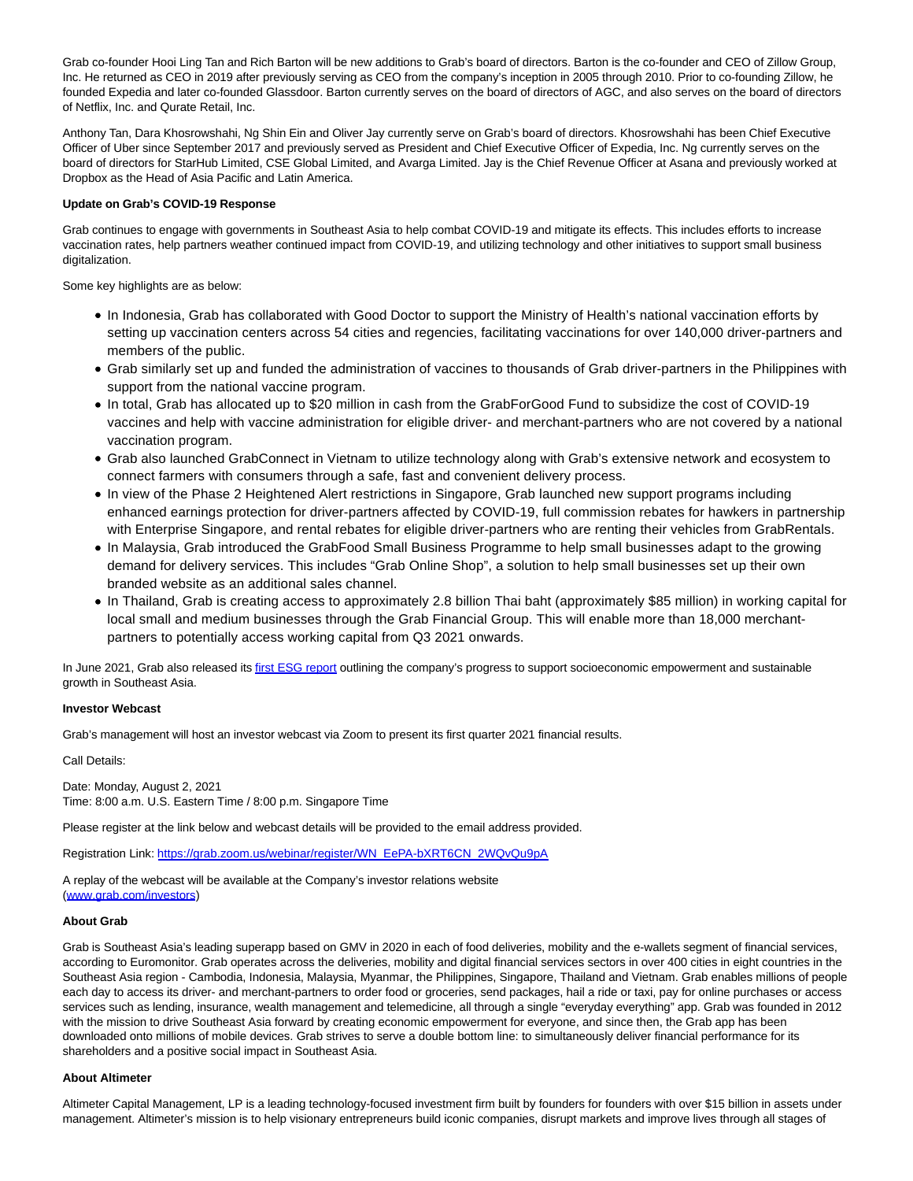Grab co-founder Hooi Ling Tan and Rich Barton will be new additions to Grab's board of directors. Barton is the co-founder and CEO of Zillow Group, Inc. He returned as CEO in 2019 after previously serving as CEO from the company's inception in 2005 through 2010. Prior to co-founding Zillow, he founded Expedia and later co-founded Glassdoor. Barton currently serves on the board of directors of AGC, and also serves on the board of directors of Netflix, Inc. and Qurate Retail, Inc.

Anthony Tan, Dara Khosrowshahi, Ng Shin Ein and Oliver Jay currently serve on Grab's board of directors. Khosrowshahi has been Chief Executive Officer of Uber since September 2017 and previously served as President and Chief Executive Officer of Expedia, Inc. Ng currently serves on the board of directors for StarHub Limited, CSE Global Limited, and Avarga Limited. Jay is the Chief Revenue Officer at Asana and previously worked at Dropbox as the Head of Asia Pacific and Latin America.

**Update on Grab's COVID-19 Response**

Grab continues to engage with governments in Southeast Asia to help combat COVID-19 and mitigate its effects. This includes efforts to increase vaccination rates, help partners weather continued impact from COVID-19, and utilizing technology and other initiatives to support small business digitalization.

Some key highlights are as below:

- In Indonesia, Grab has collaborated with Good Doctor to support the Ministry of Health's national vaccination efforts by setting up vaccination centers across 54 cities and regencies, facilitating vaccinations for over 140,000 driver-partners and members of the public.
- Grab similarly set up and funded the administration of vaccines to thousands of Grab driver-partners in the Philippines with support from the national vaccine program.
- In total, Grab has allocated up to $20 million in cash from the GrabForGood Fund to subsidize the cost of COVID-19 vaccines and help with vaccine administration for eligible driver- and merchant-partners who are not covered by a national vaccination program.
- Grab also launched GrabConnect in Vietnam to utilize technology along with Grab's extensive network and ecosystem to connect farmers with consumers through a safe, fast and convenient delivery process.
- In view of the Phase 2 Heightened Alert restrictions in Singapore, Grab launched new support programs including enhanced earnings protection for driver-partners affected by COVID-19, full commission rebates for hawkers in partnership with Enterprise Singapore, and rental rebates for eligible driver-partners who are renting their vehicles from GrabRentals.
- In Malaysia, Grab introduced the GrabFood Small Business Programme to help small businesses adapt to the growing demand for delivery services. This includes "Grab Online Shop", a solution to help small businesses set up their own branded website as an additional sales channel.
- In Thailand, Grab is creating access to approximately 2.8 billion Thai baht (approximately $85 million) in working capital for local small and medium businesses through the Grab Financial Group. This will enable more than 18,000 merchant-partners to potentially access working capital from Q3 2021 onwards.

In June 2021, Grab also released its first ESG report outlining the company's progress to support socioeconomic empowerment and sustainable growth in Southeast Asia.

**Investor Webcast**

Grab's management will host an investor webcast via Zoom to present its first quarter 2021 financial results.

Call Details:

Date: Monday, August 2, 2021
Time: 8:00 a.m. U.S. Eastern Time / 8:00 p.m. Singapore Time

Please register at the link below and webcast details will be provided to the email address provided.

Registration Link: https://grab.zoom.us/webinar/register/WN_EePA-bXRT6CN_2WQvQu9pA

A replay of the webcast will be available at the Company's investor relations website (www.grab.com/investors)

**About Grab**

Grab is Southeast Asia's leading superapp based on GMV in 2020 in each of food deliveries, mobility and the e-wallets segment of financial services, according to Euromonitor. Grab operates across the deliveries, mobility and digital financial services sectors in over 400 cities in eight countries in the Southeast Asia region - Cambodia, Indonesia, Malaysia, Myanmar, the Philippines, Singapore, Thailand and Vietnam. Grab enables millions of people each day to access its driver- and merchant-partners to order food or groceries, send packages, hail a ride or taxi, pay for online purchases or access services such as lending, insurance, wealth management and telemedicine, all through a single "everyday everything" app. Grab was founded in 2012 with the mission to drive Southeast Asia forward by creating economic empowerment for everyone, and since then, the Grab app has been downloaded onto millions of mobile devices. Grab strives to serve a double bottom line: to simultaneously deliver financial performance for its shareholders and a positive social impact in Southeast Asia.

**About Altimeter**

Altimeter Capital Management, LP is a leading technology-focused investment firm built by founders for founders with over $15 billion in assets under management. Altimeter's mission is to help visionary entrepreneurs build iconic companies, disrupt markets and improve lives through all stages of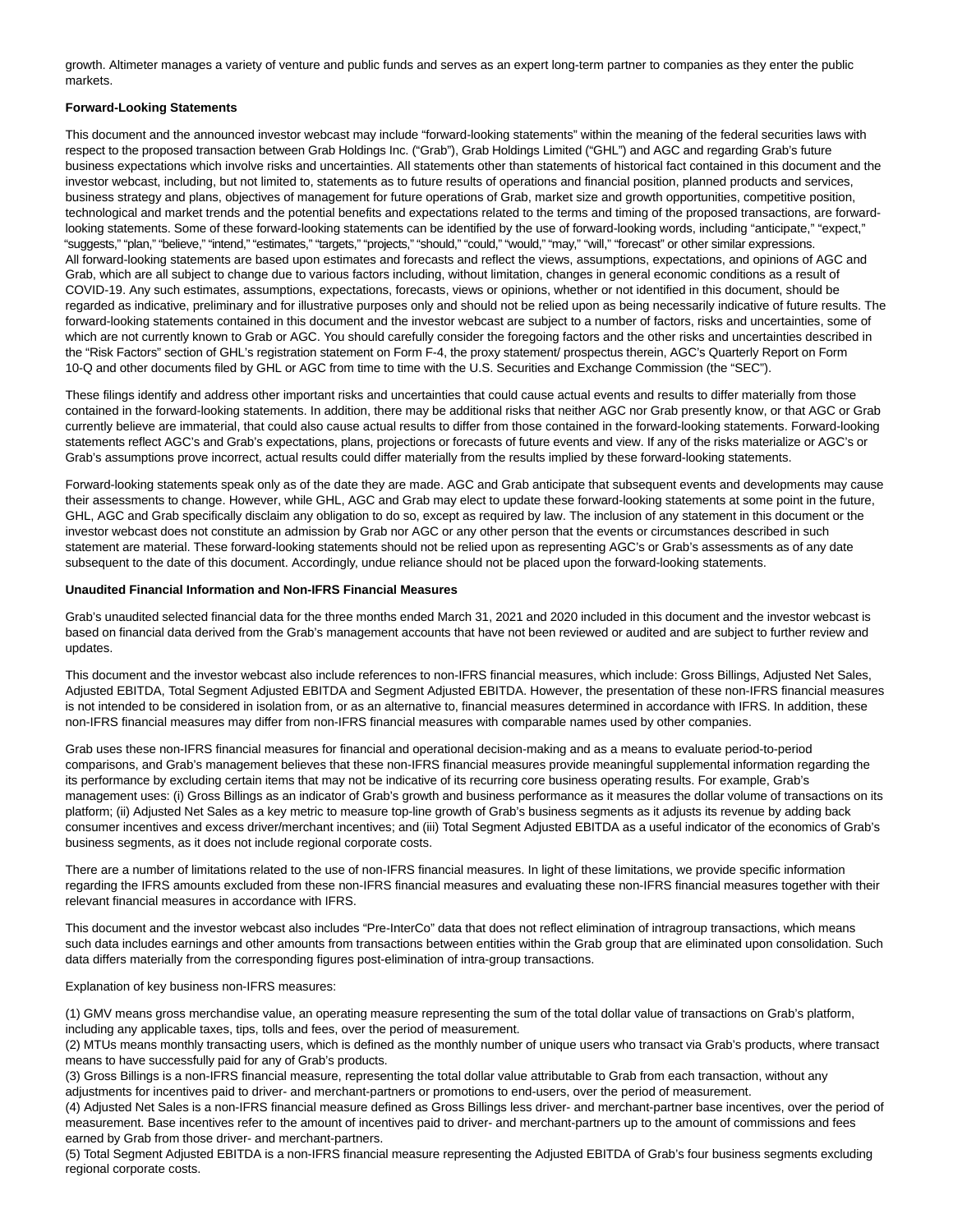growth. Altimeter manages a variety of venture and public funds and serves as an expert long-term partner to companies as they enter the public markets.

**Forward-Looking Statements**

This document and the announced investor webcast may include "forward-looking statements" within the meaning of the federal securities laws with respect to the proposed transaction between Grab Holdings Inc. ("Grab"), Grab Holdings Limited ("GHL") and AGC and regarding Grab's future business expectations which involve risks and uncertainties. All statements other than statements of historical fact contained in this document and the investor webcast, including, but not limited to, statements as to future results of operations and financial position, planned products and services, business strategy and plans, objectives of management for future operations of Grab, market size and growth opportunities, competitive position, technological and market trends and the potential benefits and expectations related to the terms and timing of the proposed transactions, are forward-looking statements. Some of these forward-looking statements can be identified by the use of forward-looking words, including "anticipate," "expect," "suggests," "plan," "believe," "intend," "estimates," "targets," "projects," "should," "could," "would," "may," "will," "forecast" or other similar expressions. All forward-looking statements are based upon estimates and forecasts and reflect the views, assumptions, expectations, and opinions of AGC and Grab, which are all subject to change due to various factors including, without limitation, changes in general economic conditions as a result of COVID-19. Any such estimates, assumptions, expectations, forecasts, views or opinions, whether or not identified in this document, should be regarded as indicative, preliminary and for illustrative purposes only and should not be relied upon as being necessarily indicative of future results. The forward-looking statements contained in this document and the investor webcast are subject to a number of factors, risks and uncertainties, some of which are not currently known to Grab or AGC. You should carefully consider the foregoing factors and the other risks and uncertainties described in the "Risk Factors" section of GHL's registration statement on Form F-4, the proxy statement/ prospectus therein, AGC's Quarterly Report on Form 10-Q and other documents filed by GHL or AGC from time to time with the U.S. Securities and Exchange Commission (the "SEC").

These filings identify and address other important risks and uncertainties that could cause actual events and results to differ materially from those contained in the forward-looking statements. In addition, there may be additional risks that neither AGC nor Grab presently know, or that AGC or Grab currently believe are immaterial, that could also cause actual results to differ from those contained in the forward-looking statements. Forward-looking statements reflect AGC's and Grab's expectations, plans, projections or forecasts of future events and view. If any of the risks materialize or AGC's or Grab's assumptions prove incorrect, actual results could differ materially from the results implied by these forward-looking statements.

Forward-looking statements speak only as of the date they are made. AGC and Grab anticipate that subsequent events and developments may cause their assessments to change. However, while GHL, AGC and Grab may elect to update these forward-looking statements at some point in the future, GHL, AGC and Grab specifically disclaim any obligation to do so, except as required by law. The inclusion of any statement in this document or the investor webcast does not constitute an admission by Grab nor AGC or any other person that the events or circumstances described in such statement are material. These forward-looking statements should not be relied upon as representing AGC's or Grab's assessments as of any date subsequent to the date of this document. Accordingly, undue reliance should not be placed upon the forward-looking statements.

**Unaudited Financial Information and Non-IFRS Financial Measures**

Grab's unaudited selected financial data for the three months ended March 31, 2021 and 2020 included in this document and the investor webcast is based on financial data derived from the Grab's management accounts that have not been reviewed or audited and are subject to further review and updates.

This document and the investor webcast also include references to non-IFRS financial measures, which include: Gross Billings, Adjusted Net Sales, Adjusted EBITDA, Total Segment Adjusted EBITDA and Segment Adjusted EBITDA. However, the presentation of these non-IFRS financial measures is not intended to be considered in isolation from, or as an alternative to, financial measures determined in accordance with IFRS. In addition, these non-IFRS financial measures may differ from non-IFRS financial measures with comparable names used by other companies.

Grab uses these non-IFRS financial measures for financial and operational decision-making and as a means to evaluate period-to-period comparisons, and Grab's management believes that these non-IFRS financial measures provide meaningful supplemental information regarding the its performance by excluding certain items that may not be indicative of its recurring core business operating results. For example, Grab's management uses: (i) Gross Billings as an indicator of Grab's growth and business performance as it measures the dollar volume of transactions on its platform; (ii) Adjusted Net Sales as a key metric to measure top-line growth of Grab's business segments as it adjusts its revenue by adding back consumer incentives and excess driver/merchant incentives; and (iii) Total Segment Adjusted EBITDA as a useful indicator of the economics of Grab's business segments, as it does not include regional corporate costs.

There are a number of limitations related to the use of non-IFRS financial measures. In light of these limitations, we provide specific information regarding the IFRS amounts excluded from these non-IFRS financial measures and evaluating these non-IFRS financial measures together with their relevant financial measures in accordance with IFRS.

This document and the investor webcast also includes "Pre-InterCo" data that does not reflect elimination of intragroup transactions, which means such data includes earnings and other amounts from transactions between entities within the Grab group that are eliminated upon consolidation. Such data differs materially from the corresponding figures post-elimination of intra-group transactions.

Explanation of key business non-IFRS measures:

(1) GMV means gross merchandise value, an operating measure representing the sum of the total dollar value of transactions on Grab's platform, including any applicable taxes, tips, tolls and fees, over the period of measurement.
(2) MTUs means monthly transacting users, which is defined as the monthly number of unique users who transact via Grab's products, where transact means to have successfully paid for any of Grab's products.
(3) Gross Billings is a non-IFRS financial measure, representing the total dollar value attributable to Grab from each transaction, without any adjustments for incentives paid to driver- and merchant-partners or promotions to end-users, over the period of measurement.
(4) Adjusted Net Sales is a non-IFRS financial measure defined as Gross Billings less driver- and merchant-partner base incentives, over the period of measurement. Base incentives refer to the amount of incentives paid to driver- and merchant-partners up to the amount of commissions and fees earned by Grab from those driver- and merchant-partners.
(5) Total Segment Adjusted EBITDA is a non-IFRS financial measure representing the Adjusted EBITDA of Grab's four business segments excluding regional corporate costs.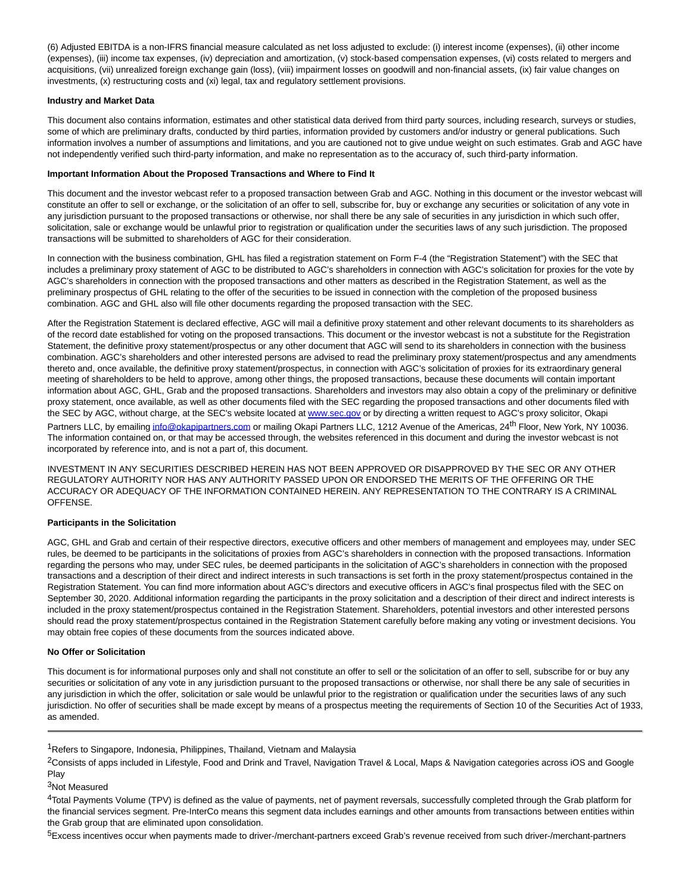(6) Adjusted EBITDA is a non-IFRS financial measure calculated as net loss adjusted to exclude: (i) interest income (expenses), (ii) other income (expenses), (iii) income tax expenses, (iv) depreciation and amortization, (v) stock-based compensation expenses, (vi) costs related to mergers and acquisitions, (vii) unrealized foreign exchange gain (loss), (viii) impairment losses on goodwill and non-financial assets, (ix) fair value changes on investments, (x) restructuring costs and (xi) legal, tax and regulatory settlement provisions.

**Industry and Market Data**

This document also contains information, estimates and other statistical data derived from third party sources, including research, surveys or studies, some of which are preliminary drafts, conducted by third parties, information provided by customers and/or industry or general publications. Such information involves a number of assumptions and limitations, and you are cautioned not to give undue weight on such estimates. Grab and AGC have not independently verified such third-party information, and make no representation as to the accuracy of, such third-party information.

**Important Information About the Proposed Transactions and Where to Find It**

This document and the investor webcast refer to a proposed transaction between Grab and AGC. Nothing in this document or the investor webcast will constitute an offer to sell or exchange, or the solicitation of an offer to sell, subscribe for, buy or exchange any securities or solicitation of any vote in any jurisdiction pursuant to the proposed transactions or otherwise, nor shall there be any sale of securities in any jurisdiction in which such offer, solicitation, sale or exchange would be unlawful prior to registration or qualification under the securities laws of any such jurisdiction. The proposed transactions will be submitted to shareholders of AGC for their consideration.

In connection with the business combination, GHL has filed a registration statement on Form F-4 (the "Registration Statement") with the SEC that includes a preliminary proxy statement of AGC to be distributed to AGC's shareholders in connection with AGC's solicitation for proxies for the vote by AGC's shareholders in connection with the proposed transactions and other matters as described in the Registration Statement, as well as the preliminary prospectus of GHL relating to the offer of the securities to be issued in connection with the completion of the proposed business combination. AGC and GHL also will file other documents regarding the proposed transaction with the SEC.

After the Registration Statement is declared effective, AGC will mail a definitive proxy statement and other relevant documents to its shareholders as of the record date established for voting on the proposed transactions. This document or the investor webcast is not a substitute for the Registration Statement, the definitive proxy statement/prospectus or any other document that AGC will send to its shareholders in connection with the business combination. AGC's shareholders and other interested persons are advised to read the preliminary proxy statement/prospectus and any amendments thereto and, once available, the definitive proxy statement/prospectus, in connection with AGC's solicitation of proxies for its extraordinary general meeting of shareholders to be held to approve, among other things, the proposed transactions, because these documents will contain important information about AGC, GHL, Grab and the proposed transactions. Shareholders and investors may also obtain a copy of the preliminary or definitive proxy statement, once available, as well as other documents filed with the SEC regarding the proposed transactions and other documents filed with the SEC by AGC, without charge, at the SEC's website located at www.sec.gov or by directing a written request to AGC's proxy solicitor, Okapi Partners LLC, by emailing info@okapipartners.com or mailing Okapi Partners LLC, 1212 Avenue of the Americas, 24th Floor, New York, NY 10036. The information contained on, or that may be accessed through, the websites referenced in this document and during the investor webcast is not incorporated by reference into, and is not a part of, this document.

INVESTMENT IN ANY SECURITIES DESCRIBED HEREIN HAS NOT BEEN APPROVED OR DISAPPROVED BY THE SEC OR ANY OTHER REGULATORY AUTHORITY NOR HAS ANY AUTHORITY PASSED UPON OR ENDORSED THE MERITS OF THE OFFERING OR THE ACCURACY OR ADEQUACY OF THE INFORMATION CONTAINED HEREIN. ANY REPRESENTATION TO THE CONTRARY IS A CRIMINAL OFFENSE.

**Participants in the Solicitation**

AGC, GHL and Grab and certain of their respective directors, executive officers and other members of management and employees may, under SEC rules, be deemed to be participants in the solicitations of proxies from AGC's shareholders in connection with the proposed transactions. Information regarding the persons who may, under SEC rules, be deemed participants in the solicitation of AGC's shareholders in connection with the proposed transactions and a description of their direct and indirect interests in such transactions is set forth in the proxy statement/prospectus contained in the Registration Statement. You can find more information about AGC's directors and executive officers in AGC's final prospectus filed with the SEC on September 30, 2020. Additional information regarding the participants in the proxy solicitation and a description of their direct and indirect interests is included in the proxy statement/prospectus contained in the Registration Statement. Shareholders, potential investors and other interested persons should read the proxy statement/prospectus contained in the Registration Statement carefully before making any voting or investment decisions. You may obtain free copies of these documents from the sources indicated above.

**No Offer or Solicitation**

This document is for informational purposes only and shall not constitute an offer to sell or the solicitation of an offer to sell, subscribe for or buy any securities or solicitation of any vote in any jurisdiction pursuant to the proposed transactions or otherwise, nor shall there be any sale of securities in any jurisdiction in which the offer, solicitation or sale would be unlawful prior to the registration or qualification under the securities laws of any such jurisdiction. No offer of securities shall be made except by means of a prospectus meeting the requirements of Section 10 of the Securities Act of 1933, as amended.

---

[1] Refers to Singapore, Indonesia, Philippines, Thailand, Vietnam and Malaysia

[2] Consists of apps included in Lifestyle, Food and Drink and Travel, Navigation Travel & Local, Maps & Navigation categories across iOS and Google Play

[3] Not Measured

[4] Total Payments Volume (TPV) is defined as the value of payments, net of payment reversals, successfully completed through the Grab platform for the financial services segment. Pre-InterCo means this segment data includes earnings and other amounts from transactions between entities within the Grab group that are eliminated upon consolidation.

[5] Excess incentives occur when payments made to driver-/merchant-partners exceed Grab's revenue received from such driver-/merchant-partners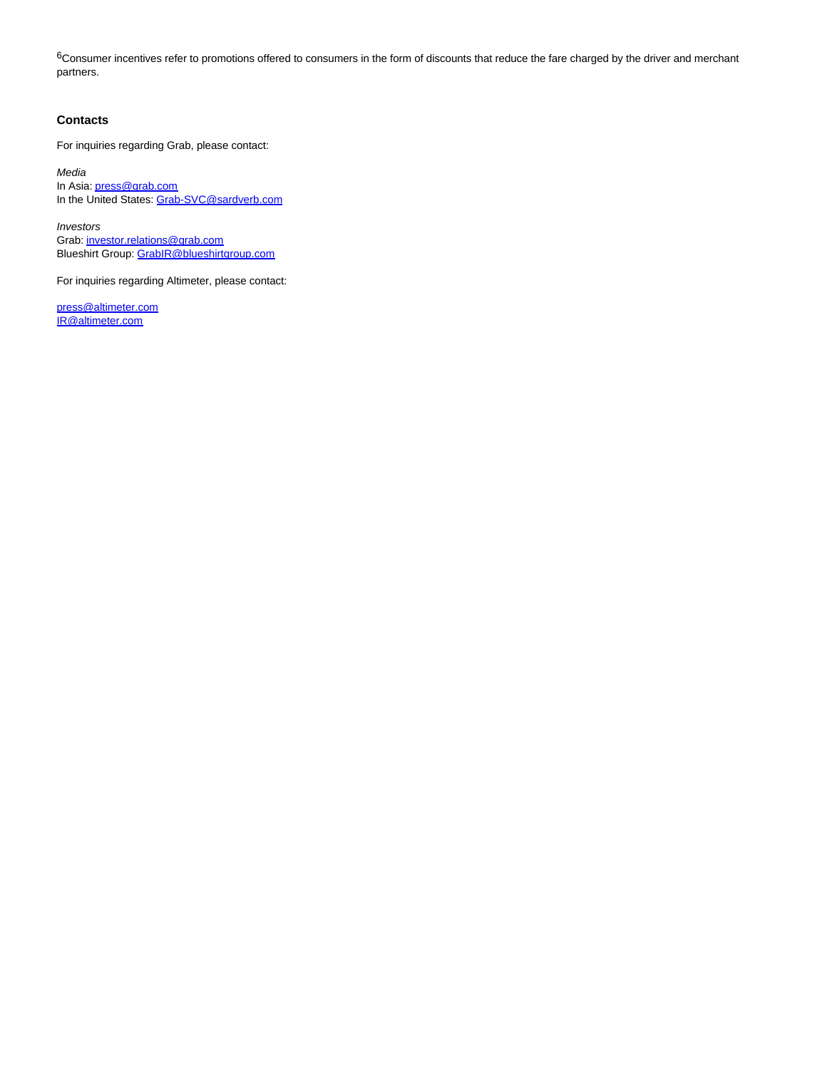[6]Consumer incentives refer to promotions offered to consumers in the form of discounts that reduce the fare charged by the driver and merchant partners.

### Contacts

For inquiries regarding Grab, please contact:

*Media*
In Asia: press@grab.com
In the United States: Grab-SVC@sardverb.com

*Investors*
Grab: investor.relations@grab.com
Blueshirt Group: GrabIR@blueshirtgroup.com

For inquiries regarding Altimeter, please contact:

press@altimeter.com
IR@altimeter.com